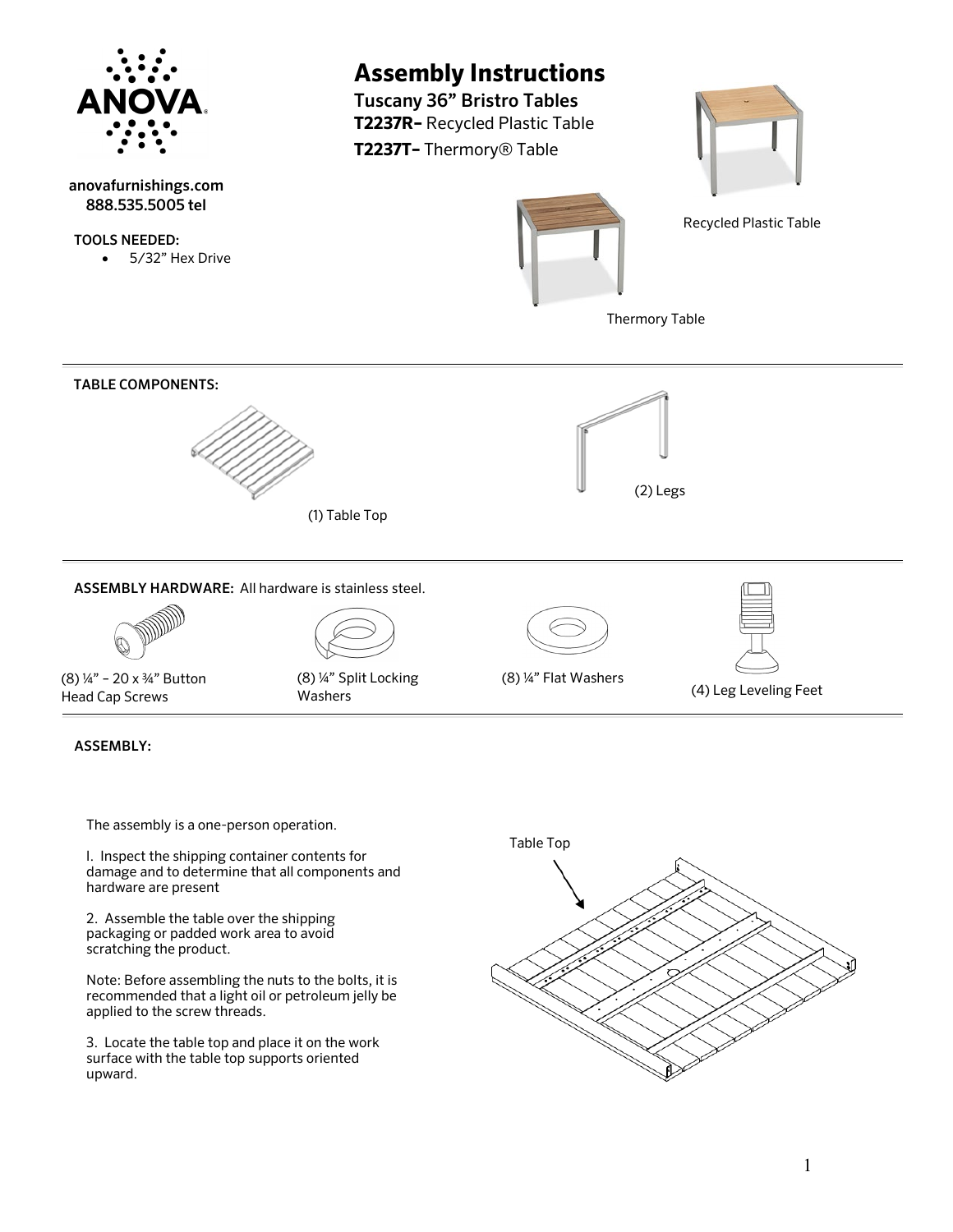ANOVA

anovafurnishings.com
888.535.5005 tel

TOOLS NEEDED:

- 5/32" Hex Drive

# Assembly Instructions

**Tuscany 36" Bristro Tables**

**T2237R–** Recycled Plastic Table

**T2237T–** Thermory® Table

Recycled Plastic Table

Thermory Table

**TABLE COMPONENTS:**

(1) Table Top

(2) Legs

**ASSEMBLY HARDWARE:** All hardware is stainless steel.

(8) ¼" – 20 x ¾" Button Head Cap Screws

(8) ¼" Split Locking Washers

(8) ¼" Flat Washers

(4) Leg Leveling Feet

**ASSEMBLY:**

The assembly is a one-person operation.

I. Inspect the shipping container contents for damage and to determine that all components and hardware are present

2. Assemble the table over the shipping packaging or padded work area to avoid scratching the product.

Note: Before assembling the nuts to the bolts, it is recommended that a light oil or petroleum jelly be applied to the screw threads.

3. Locate the table top and place it on the work surface with the table top supports oriented upward.

Table Top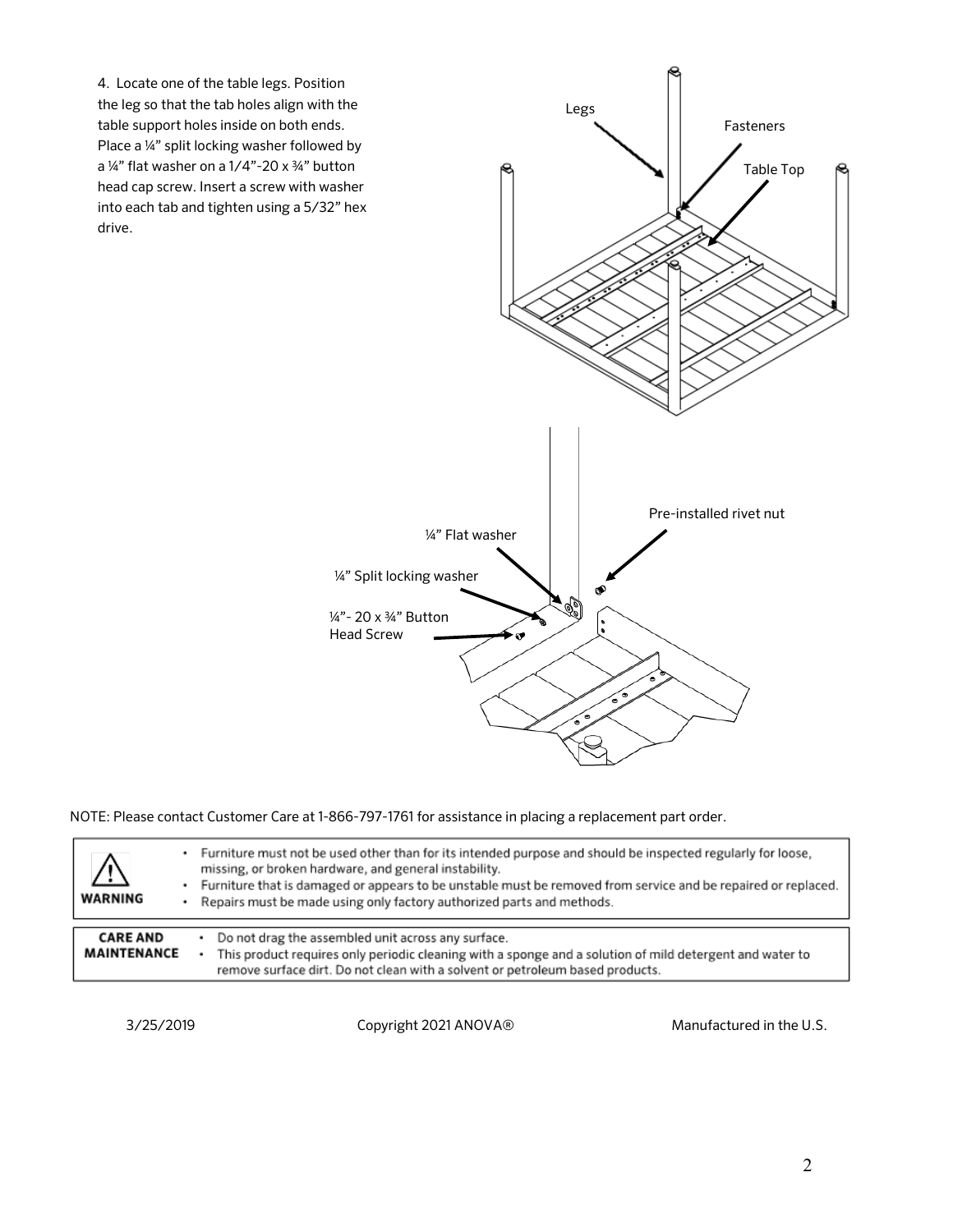4. Locate one of the table legs. Position the leg so that the tab holes align with the table support holes inside on both ends. Place a ¼" split locking washer followed by a ¼" flat washer on a 1/4"-20 x ¾" button head cap screw. Insert a screw with washer into each tab and tighten using a 5/32" hex drive.

Legs

Fasteners

Table Top

Pre-installed rivet nut

¼" Flat washer

¼" Split locking washer

¼"- 20 x ¾" Button Head Screw

NOTE: Please contact Customer Care at 1-866-797-1761 for assistance in placing a replacement part order.

| | |
|---|---|
| **WARNING** | • Furniture must not be used other than for its intended purpose and should be inspected regularly for loose, missing, or broken hardware, and general instability.<br>• Furniture that is damaged or appears to be unstable must be removed from service and be repaired or replaced.<br>• Repairs must be made using only factory authorized parts and methods. |
| **CARE AND MAINTENANCE** | • Do not drag the assembled unit across any surface.<br>• This product requires only periodic cleaning with a sponge and a solution of mild detergent and water to remove surface dirt. Do not clean with a solvent or petroleum based products. |

3/25/2019 Copyright 2021 ANOVA® Manufactured in the U.S.